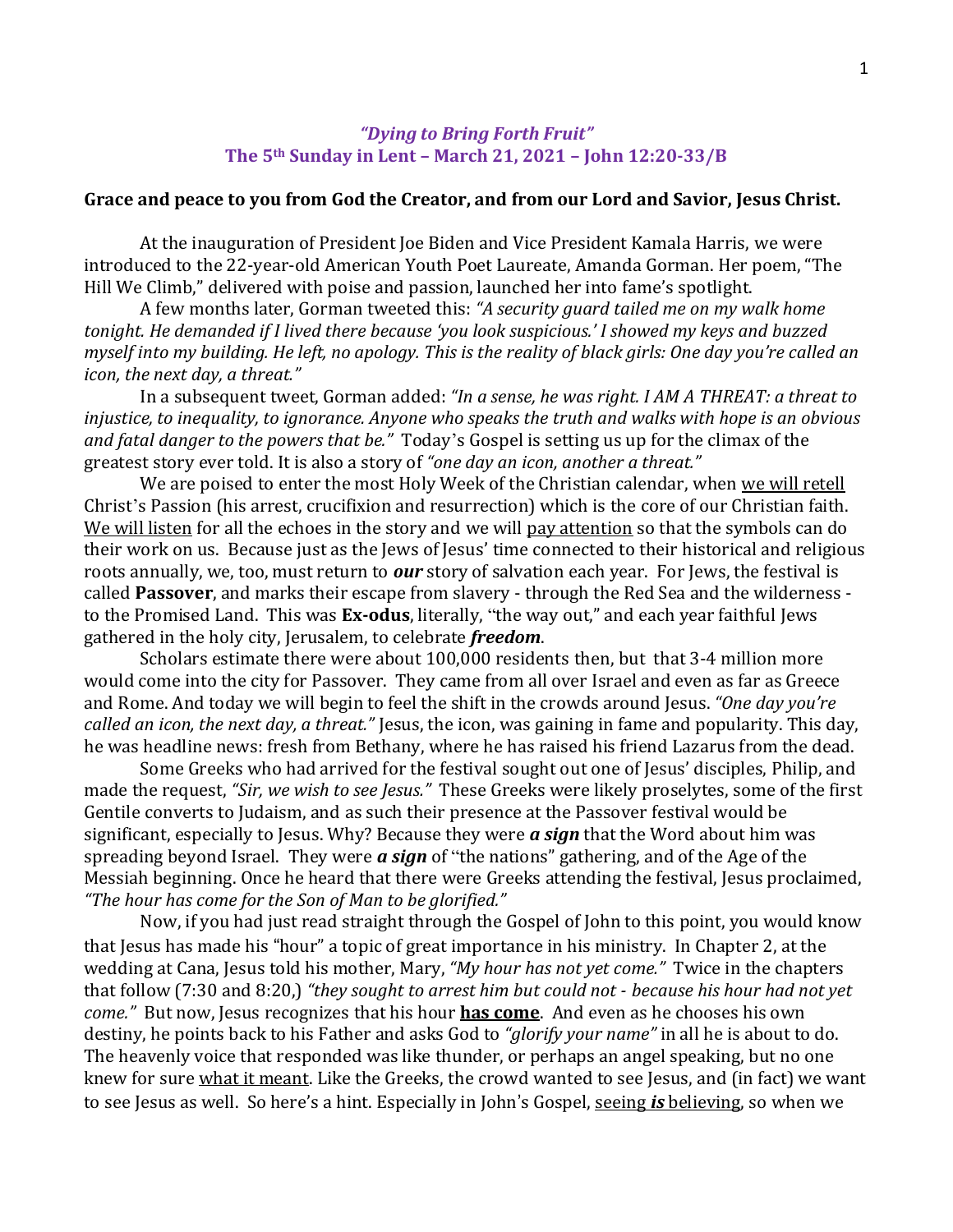# *"Dying to Bring Forth Fruit"*
## The 5th Sunday in Lent – March 21, 2021 – John 12:20-33/B

**Grace and peace to you from God the Creator, and from our Lord and Savior, Jesus Christ.**

At the inauguration of President Joe Biden and Vice President Kamala Harris, we were introduced to the 22-year-old American Youth Poet Laureate, Amanda Gorman. Her poem, "The Hill We Climb," delivered with poise and passion, launched her into fame's spotlight.

A few months later, Gorman tweeted this: *"A security guard tailed me on my walk home tonight. He demanded if I lived there because 'you look suspicious.' I showed my keys and buzzed myself into my building. He left, no apology. This is the reality of black girls: One day you're called an icon, the next day, a threat."*

In a subsequent tweet, Gorman added: *"In a sense, he was right. I AM A THREAT: a threat to injustice, to inequality, to ignorance. Anyone who speaks the truth and walks with hope is an obvious and fatal danger to the powers that be."* Today's Gospel is setting us up for the climax of the greatest story ever told. It is also a story of *"one day an icon, another a threat."*

We are poised to enter the most Holy Week of the Christian calendar, when we will retell Christ's Passion (his arrest, crucifixion and resurrection) which is the core of our Christian faith. We will listen for all the echoes in the story and we will pay attention so that the symbols can do their work on us. Because just as the Jews of Jesus' time connected to their historical and religious roots annually, we, too, must return to ***our*** story of salvation each year. For Jews, the festival is called **Passover**, and marks their escape from slavery - through the Red Sea and the wilderness - to the Promised Land. This was **Ex-odus**, literally, "the way out," and each year faithful Jews gathered in the holy city, Jerusalem, to celebrate ***freedom***.

Scholars estimate there were about 100,000 residents then, but that 3-4 million more would come into the city for Passover. They came from all over Israel and even as far as Greece and Rome. And today we will begin to feel the shift in the crowds around Jesus. *"One day you're called an icon, the next day, a threat."* Jesus, the icon, was gaining in fame and popularity. This day, he was headline news: fresh from Bethany, where he has raised his friend Lazarus from the dead.

Some Greeks who had arrived for the festival sought out one of Jesus' disciples, Philip, and made the request, *"Sir, we wish to see Jesus."* These Greeks were likely proselytes, some of the first Gentile converts to Judaism, and as such their presence at the Passover festival would be significant, especially to Jesus. Why? Because they were ***a sign*** that the Word about him was spreading beyond Israel. They were ***a sign*** of "the nations" gathering, and of the Age of the Messiah beginning. Once he heard that there were Greeks attending the festival, Jesus proclaimed, *"The hour has come for the Son of Man to be glorified."*

Now, if you had just read straight through the Gospel of John to this point, you would know that Jesus has made his "hour" a topic of great importance in his ministry. In Chapter 2, at the wedding at Cana, Jesus told his mother, Mary, *"My hour has not yet come."* Twice in the chapters that follow (7:30 and 8:20,) *"they sought to arrest him but could not - because his hour had not yet come."* But now, Jesus recognizes that his hour **has come**. And even as he chooses his own destiny, he points back to his Father and asks God to *"glorify your name"* in all he is about to do. The heavenly voice that responded was like thunder, or perhaps an angel speaking, but no one knew for sure what it meant. Like the Greeks, the crowd wanted to see Jesus, and (in fact) we want to see Jesus as well. So here's a hint. Especially in John's Gospel, seeing ***is*** believing, so when we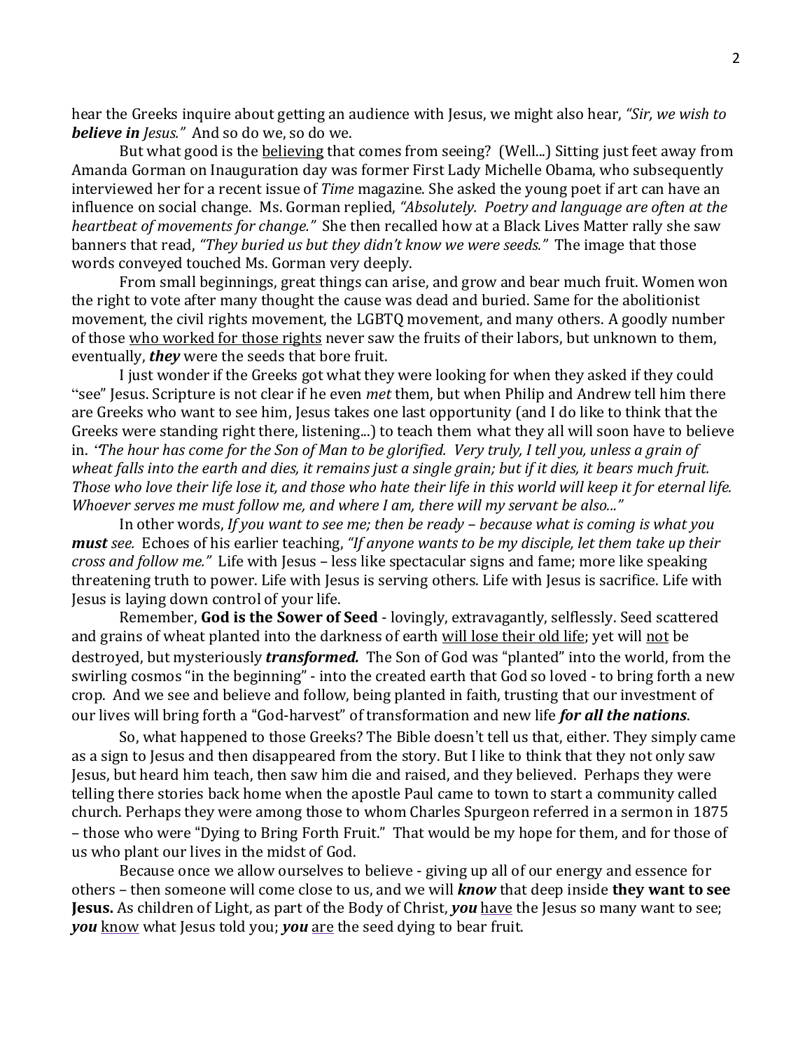hear the Greeks inquire about getting an audience with Jesus, we might also hear, *"Sir, we wish to **believe in** Jesus."* And so do we, so do we.

But what good is the believing that comes from seeing? (Well...) Sitting just feet away from Amanda Gorman on Inauguration day was former First Lady Michelle Obama, who subsequently interviewed her for a recent issue of *Time* magazine. She asked the young poet if art can have an influence on social change. Ms. Gorman replied, *"Absolutely. Poetry and language are often at the heartbeat of movements for change."* She then recalled how at a Black Lives Matter rally she saw banners that read, *"They buried us but they didn't know we were seeds."* The image that those words conveyed touched Ms. Gorman very deeply.

From small beginnings, great things can arise, and grow and bear much fruit. Women won the right to vote after many thought the cause was dead and buried. Same for the abolitionist movement, the civil rights movement, the LGBTQ movement, and many others. A goodly number of those who worked for those rights never saw the fruits of their labors, but unknown to them, eventually, ***they*** were the seeds that bore fruit.

I just wonder if the Greeks got what they were looking for when they asked if they could "see" Jesus. Scripture is not clear if he even *met* them, but when Philip and Andrew tell him there are Greeks who want to see him, Jesus takes one last opportunity (and I do like to think that the Greeks were standing right there, listening...) to teach them what they all will soon have to believe in. *'The hour has come for the Son of Man to be glorified. Very truly, I tell you, unless a grain of wheat falls into the earth and dies, it remains just a single grain; but if it dies, it bears much fruit. Those who love their life lose it, and those who hate their life in this world will keep it for eternal life. Whoever serves me must follow me, and where I am, there will my servant be also..."*

In other words, *If you want to see me; then be ready – because what is coming is what you **must** see.* Echoes of his earlier teaching, *"If anyone wants to be my disciple, let them take up their cross and follow me."* Life with Jesus – less like spectacular signs and fame; more like speaking threatening truth to power. Life with Jesus is serving others. Life with Jesus is sacrifice. Life with Jesus is laying down control of your life.

Remember, **God is the Sower of Seed** - lovingly, extravagantly, selflessly. Seed scattered and grains of wheat planted into the darkness of earth will lose their old life; yet will not be destroyed, but mysteriously ***transformed.*** The Son of God was "planted" into the world, from the swirling cosmos "in the beginning" - into the created earth that God so loved - to bring forth a new crop. And we see and believe and follow, being planted in faith, trusting that our investment of our lives will bring forth a "God-harvest" of transformation and new life ***for all the nations***.

So, what happened to those Greeks? The Bible doesn't tell us that, either. They simply came as a sign to Jesus and then disappeared from the story. But I like to think that they not only saw Jesus, but heard him teach, then saw him die and raised, and they believed. Perhaps they were telling there stories back home when the apostle Paul came to town to start a community called church. Perhaps they were among those to whom Charles Spurgeon referred in a sermon in 1875 – those who were "Dying to Bring Forth Fruit." That would be my hope for them, and for those of us who plant our lives in the midst of God.

Because once we allow ourselves to believe - giving up all of our energy and essence for others – then someone will come close to us, and we will ***know*** that deep inside **they want to see Jesus.** As children of Light, as part of the Body of Christ, ***you*** have the Jesus so many want to see; ***you*** know what Jesus told you; ***you*** are the seed dying to bear fruit.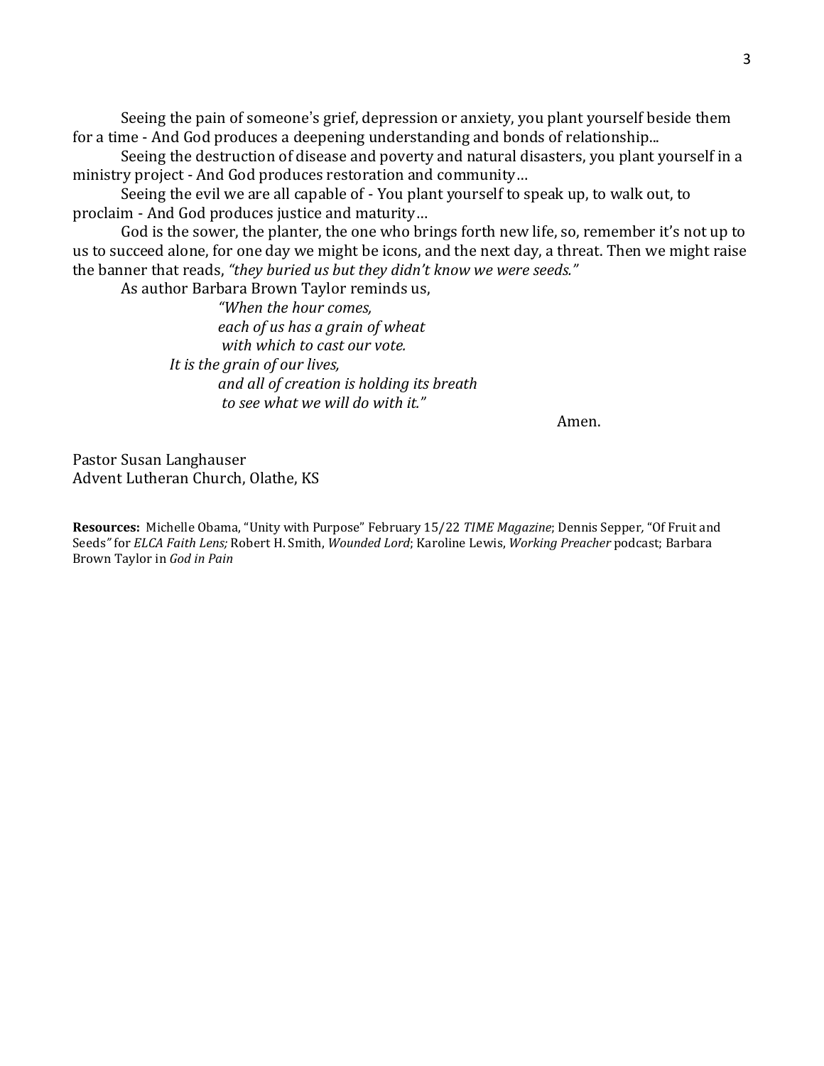Seeing the pain of someone's grief, depression or anxiety, you plant yourself beside them for a time - And God produces a deepening understanding and bonds of relationship...

Seeing the destruction of disease and poverty and natural disasters, you plant yourself in a ministry project - And God produces restoration and community…

Seeing the evil we are all capable of - You plant yourself to speak up, to walk out, to proclaim - And God produces justice and maturity…

God is the sower, the planter, the one who brings forth new life, so, remember it's not up to us to succeed alone, for one day we might be icons, and the next day, a threat. Then we might raise the banner that reads, *"they buried us but they didn't know we were seeds."*

As author Barbara Brown Taylor reminds us,

> *"When the hour comes,*
> *each of us has a grain of wheat*
> *with which to cast our vote.*
> *It is the grain of our lives,*
> *and all of creation is holding its breath*
> *to see what we will do with it."*

Amen.

Pastor Susan Langhauser
Advent Lutheran Church, Olathe, KS

**Resources:** Michelle Obama, "Unity with Purpose" February 15/22 *TIME Magazine*; Dennis Sepper, "Of Fruit and Seeds" for *ELCA Faith Lens;* Robert H. Smith, *Wounded Lord*; Karoline Lewis, *Working Preacher* podcast; Barbara Brown Taylor in *God in Pain*